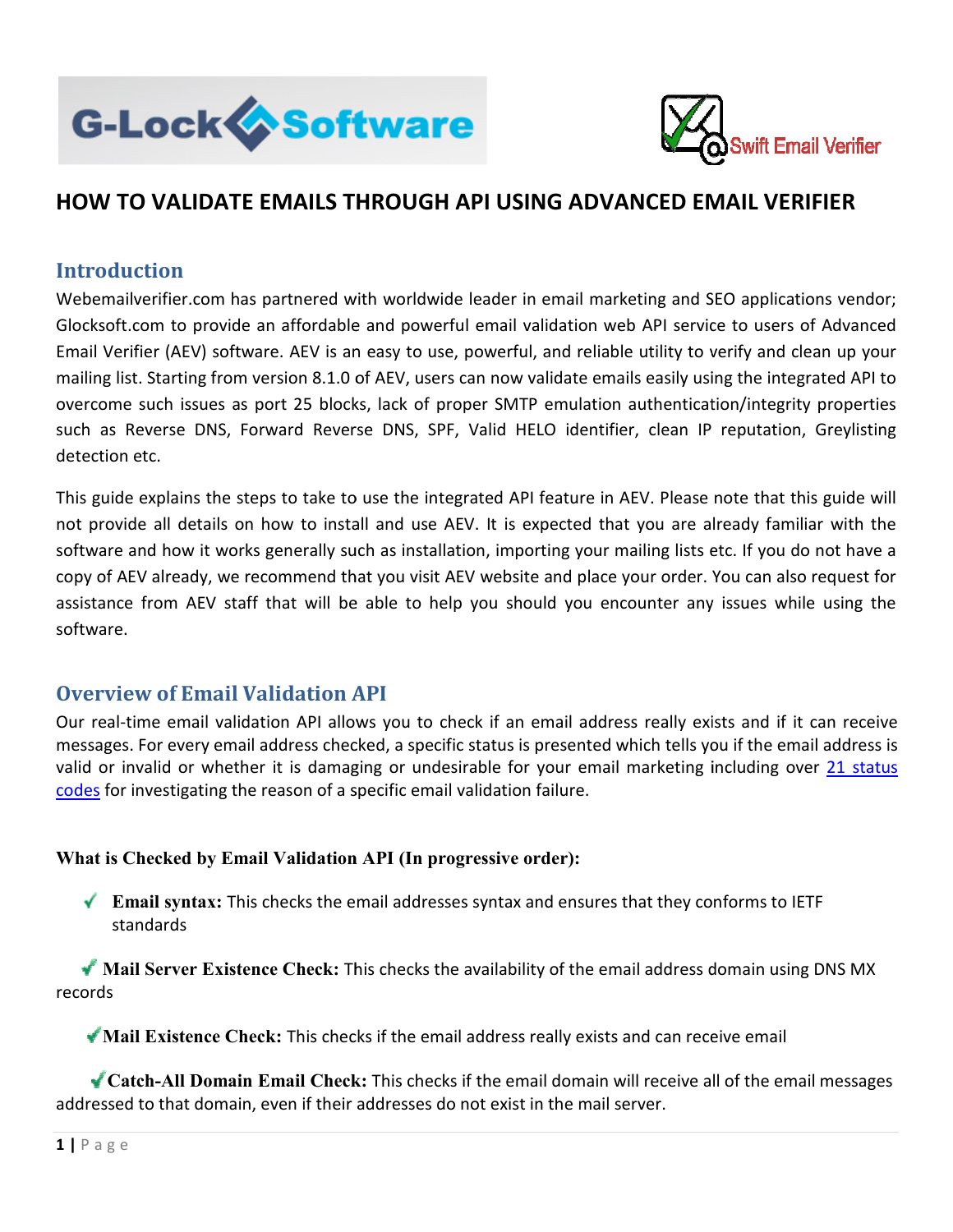# HOW TO VALIDATE EMAILS THROUGH API USING ADVANCED EMAIL VERIFIER

## Introduction

Webemailverifier.com has partnered with worldwide leader in email marketing and SEO applications vendor; Glocksoft.com to provide an affordable and powerful email validation web API service to users of Advanced Email Verifier (AEV) software. AEV is an easy to use, powerful, and reliable utility to verify and clean up your mailing list. Starting from version 8.1.0 of AEV, users can now validate emails easily using the integrated API to overcome such issues as port 25 blocks, lack of proper SMTP emulation authentication/integrity properties such as Reverse DNS, Forward Reverse DNS, SPF, Valid HELO identifier, clean IP reputation, Greylisting detection etc.

This guide explains the steps to take to use the integrated API feature in AEV. Please note that this guide will not provide all details on how to install and use AEV. It is expected that you are already familiar with the software and how it works generally such as installation, importing your mailing lists etc. If you do not have a copy of AEV already, we recommend that you visit AEV website and place your order. You can also request for assistance from AEV staff that will be able to help you should you encounter any issues while using the software.

## Overview of Email Validation API

Our real-time email validation API allows you to check if an email address really exists and if it can receive messages. For every email address checked, a specific status is presented which tells you if the email address is valid or invalid or whether it is damaging or undesirable for your email marketing including over 21 status codes for investigating the reason of a specific email validation failure.

**What is Checked by Email Validation API (In progressive order):**

- ✔ **Email syntax:** This checks the email addresses syntax and ensures that they conforms to IETF standards
- ✔ **Mail Server Existence Check:** This checks the availability of the email address domain using DNS MX records
- ✔ **Mail Existence Check:** This checks if the email address really exists and can receive email
- ✔ **Catch-All Domain Email Check:** This checks if the email domain will receive all of the email messages addressed to that domain, even if their addresses do not exist in the mail server.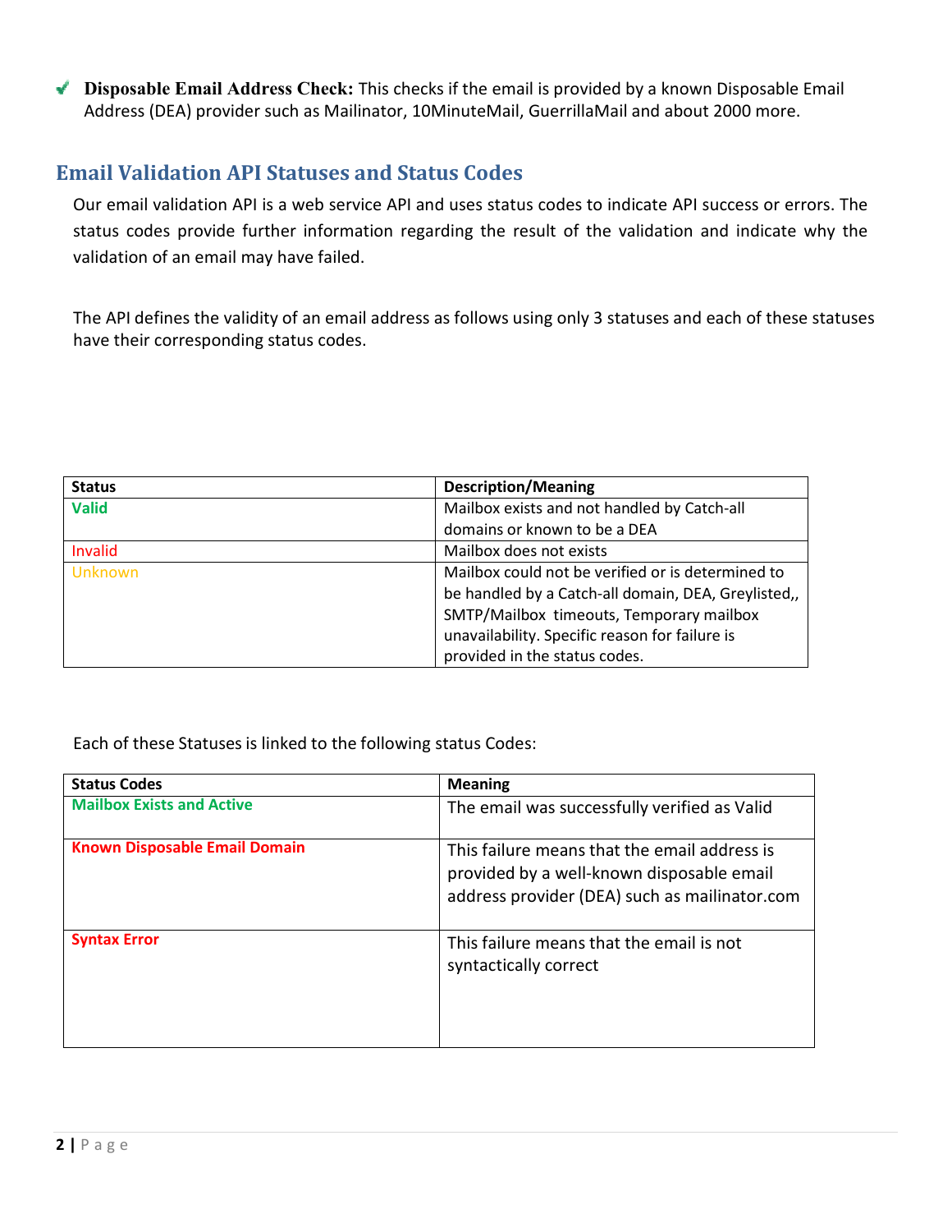- ✔ **Disposable Email Address Check:** This checks if the email is provided by a known Disposable Email Address (DEA) provider such as Mailinator, 10MinuteMail, GuerrillaMail and about 2000 more.

## Email Validation API Statuses and Status Codes

Our email validation API is a web service API and uses status codes to indicate API success or errors. The status codes provide further information regarding the result of the validation and indicate why the validation of an email may have failed.

The API defines the validity of an email address as follows using only 3 statuses and each of these statuses have their corresponding status codes.

| Status | Description/Meaning |
| --- | --- |
| Valid | Mailbox exists and not handled by Catch-all domains or known to be a DEA |
| Invalid | Mailbox does not exists |
| Unknown | Mailbox could not be verified or is determined to be handled by a Catch-all domain, DEA, Greylisted,, SMTP/Mailbox timeouts, Temporary mailbox unavailability. Specific reason for failure is provided in the status codes. |

Each of these Statuses is linked to the following status Codes:

| Status Codes | Meaning |
| --- | --- |
| **Mailbox Exists and Active** | The email was successfully verified as Valid |
| **Known Disposable Email Domain** | This failure means that the email address is provided by a well-known disposable email address provider (DEA) such as mailinator.com |
| **Syntax Error** | This failure means that the email is not syntactically correct |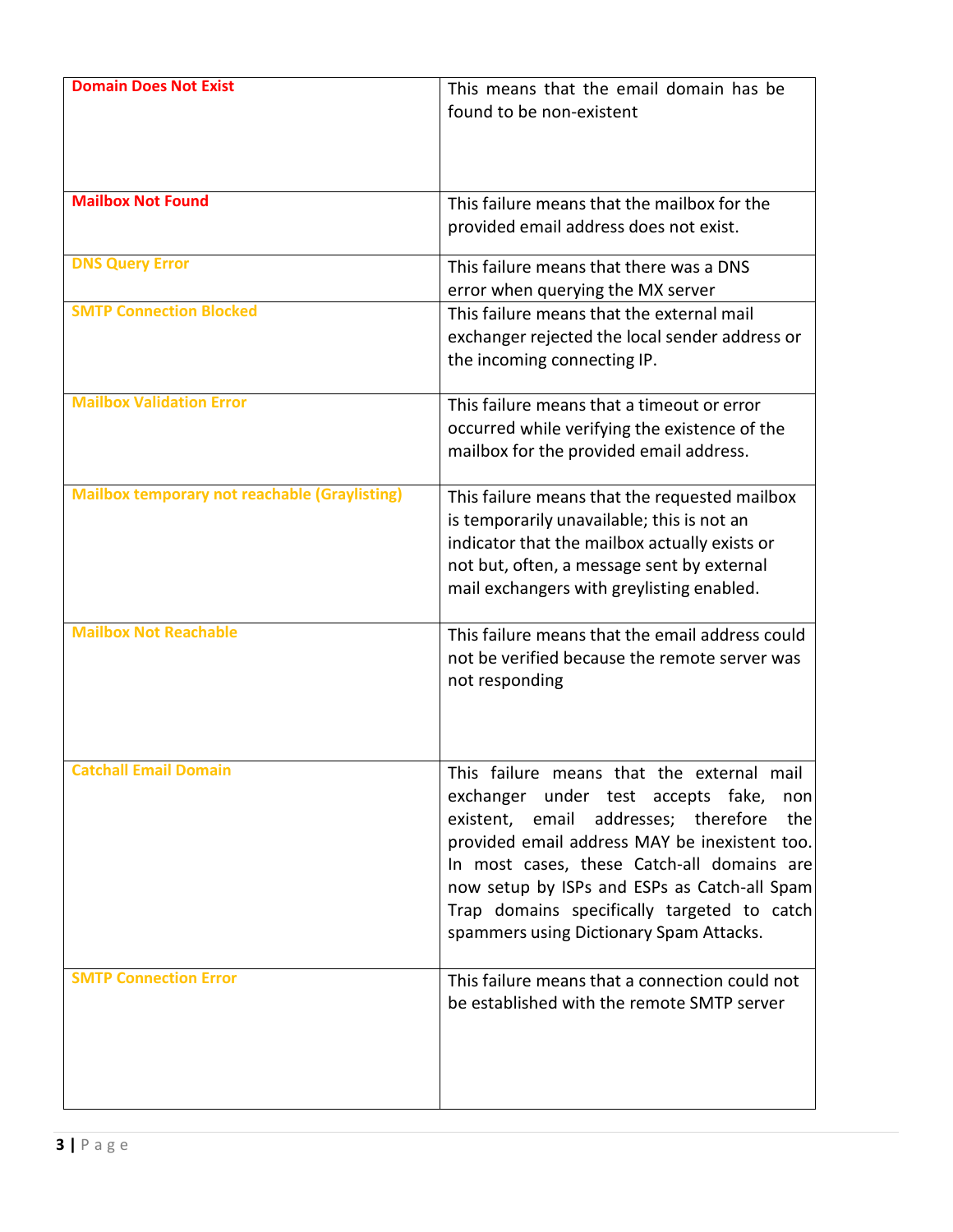| | |
|---|---|
| **Domain Does Not Exist** | This means that the email domain has be found to be non-existent |
| **Mailbox Not Found** | This failure means that the mailbox for the provided email address does not exist. |
| **DNS Query Error** | This failure means that there was a DNS error when querying the MX server |
| **SMTP Connection Blocked** | This failure means that the external mail exchanger rejected the local sender address or the incoming connecting IP. |
| **Mailbox Validation Error** | This failure means that a timeout or error occurred while verifying the existence of the mailbox for the provided email address. |
| **Mailbox temporary not reachable (Graylisting)** | This failure means that the requested mailbox is temporarily unavailable; this is not an indicator that the mailbox actually exists or not but, often, a message sent by external mail exchangers with greylisting enabled. |
| **Mailbox Not Reachable** | This failure means that the email address could not be verified because the remote server was not responding |
| **Catchall Email Domain** | This failure means that the external mail exchanger under test accepts fake, non existent, email addresses; therefore the provided email address MAY be inexistent too. In most cases, these Catch-all domains are now setup by ISPs and ESPs as Catch-all Spam Trap domains specifically targeted to catch spammers using Dictionary Spam Attacks. |
| **SMTP Connection Error** | This failure means that a connection could not be established with the remote SMTP server |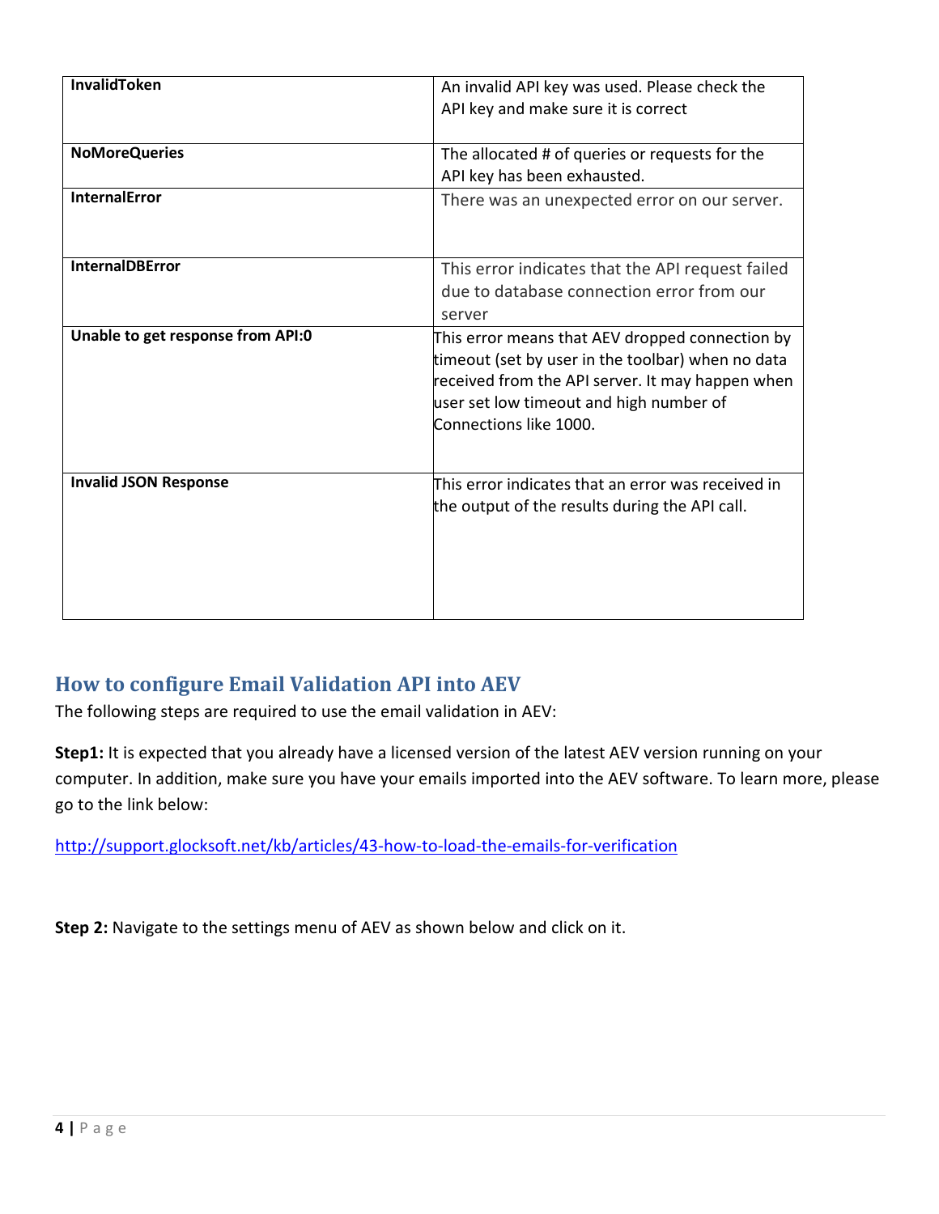| | |
|---|---|
| **InvalidToken** | An invalid API key was used. Please check the API key and make sure it is correct |
| **NoMoreQueries** | The allocated # of queries or requests for the API key has been exhausted. |
| **InternalError** | There was an unexpected error on our server. |
| **InternalDBError** | This error indicates that the API request failed due to database connection error from our server |
| **Unable to get response from API:0** | This error means that AEV dropped connection by timeout (set by user in the toolbar) when no data received from the API server. It may happen when user set low timeout and high number of Connections like 1000. |
| **Invalid JSON Response** | This error indicates that an error was received in the output of the results during the API call. |

## How to configure Email Validation API into AEV

The following steps are required to use the email validation in AEV:

**Step1:** It is expected that you already have a licensed version of the latest AEV version running on your computer. In addition, make sure you have your emails imported into the AEV software. To learn more, please go to the link below:

http://support.glocksoft.net/kb/articles/43-how-to-load-the-emails-for-verification

**Step 2:** Navigate to the settings menu of AEV as shown below and click on it.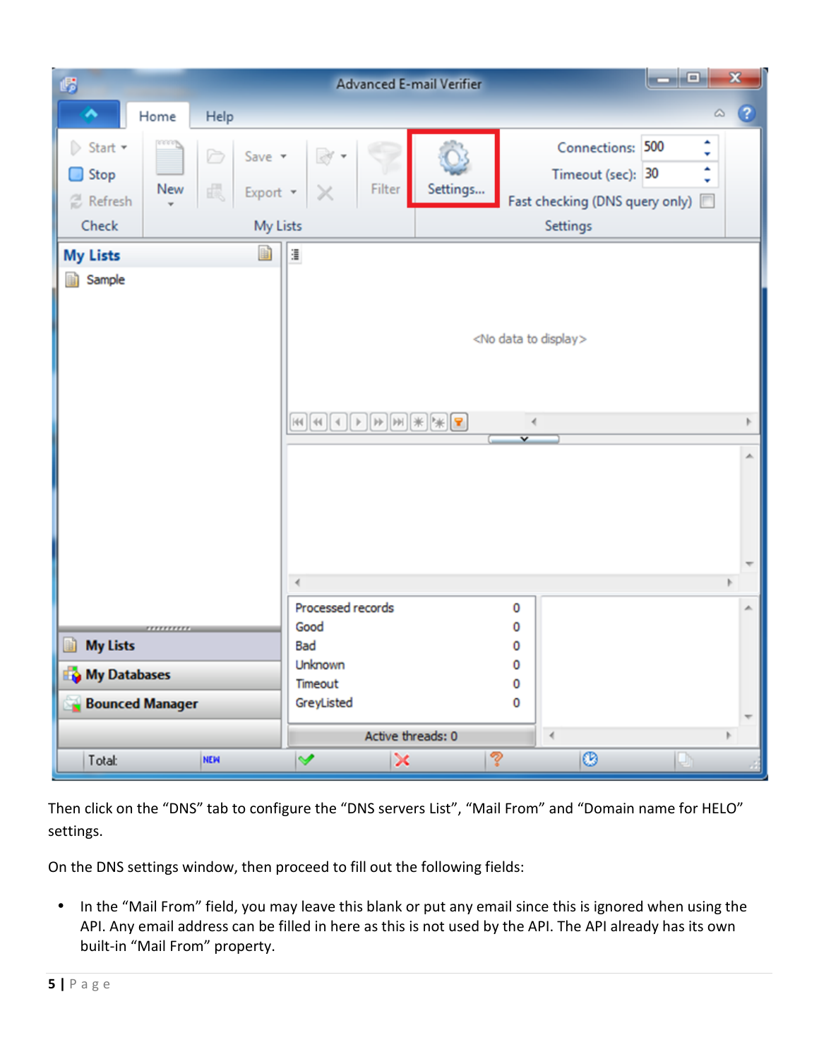Then click on the “DNS” tab to configure the “DNS servers List”, “Mail From” and “Domain name for HELO” settings.

On the DNS settings window, then proceed to fill out the following fields:

- In the “Mail From” field, you may leave this blank or put any email since this is ignored when using the API. Any email address can be filled in here as this is not used by the API. The API already has its own built-in “Mail From” property.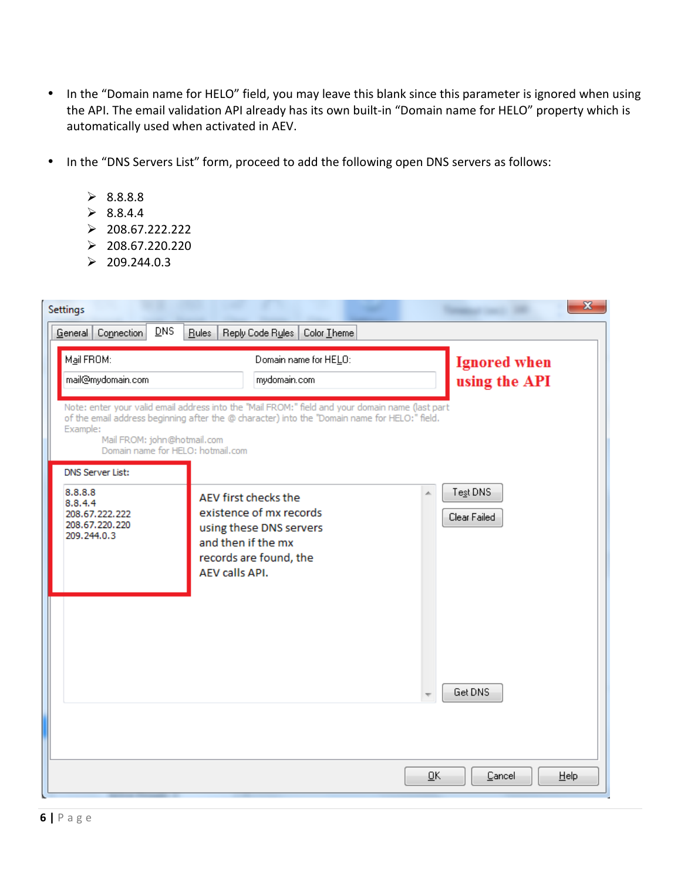- In the “Domain name for HELO” field, you may leave this blank since this parameter is ignored when using the API. The email validation API already has its own built-in “Domain name for HELO” property which is automatically used when activated in AEV.

- In the “DNS Servers List” form, proceed to add the following open DNS servers as follows:

    - 8.8.8.8
    - 8.8.4.4
    - 208.67.222.222
    - 208.67.220.220
    - 209.244.0.3

Settings

General | Connection | DNS | Rules | Reply Code Rules | Color Theme

Mail FROM: mail@mydomain.com

Domain name for HELO: mydomain.com

**Ignored when using the API**

Note: enter your valid email address into the "Mail FROM:" field and your domain name (last part of the email address beginning after the @ character) into the "Domain name for HELO:" field.
Example:
Mail FROM: john@hotmail.com
Domain name for HELO: hotmail.com

DNS Server List:

8.8.8.8
8.8.4.4
208.67.222.222
208.67.220.220
209.244.0.3

AEV first checks the existence of mx records using these DNS servers and then if the mx records are found, the AEV calls API.

Test DNS | Clear Failed | Get DNS

OK | Cancel | Help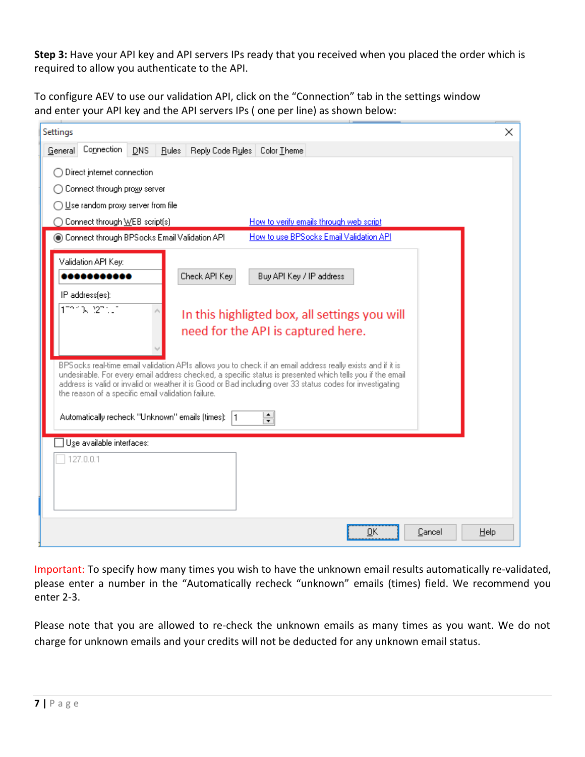**Step 3:** Have your API key and API servers IPs ready that you received when you placed the order which is required to allow you authenticate to the API.

To configure AEV to use our validation API, click on the "Connection" tab in the settings window and enter your API key and the API servers IPs ( one per line) as shown below:

Important: To specify how many times you wish to have the unknown email results automatically re-validated, please enter a number in the "Automatically recheck "unknown" emails (times) field. We recommend you enter 2-3.

Please note that you are allowed to re-check the unknown emails as many times as you want. We do not charge for unknown emails and your credits will not be deducted for any unknown email status.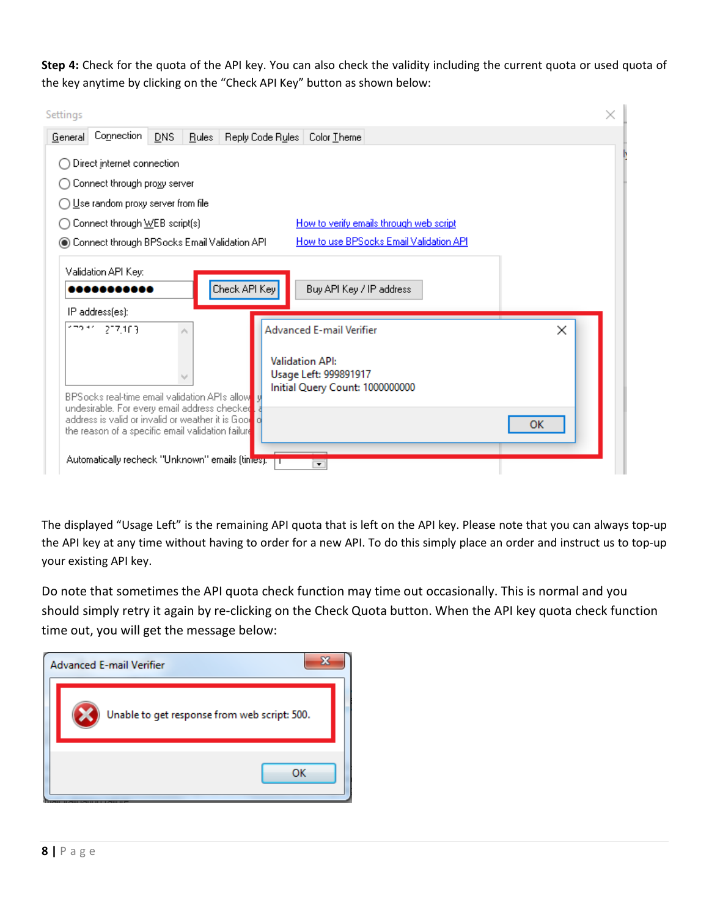**Step 4:** Check for the quota of the API key. You can also check the validity including the current quota or used quota of the key anytime by clicking on the "Check API Key" button as shown below:

The displayed "Usage Left" is the remaining API quota that is left on the API key. Please note that you can always top-up the API key at any time without having to order for a new API. To do this simply place an order and instruct us to top-up your existing API key.

Do note that sometimes the API quota check function may time out occasionally. This is normal and you should simply retry it again by re-clicking on the Check Quota button. When the API key quota check function time out, you will get the message below: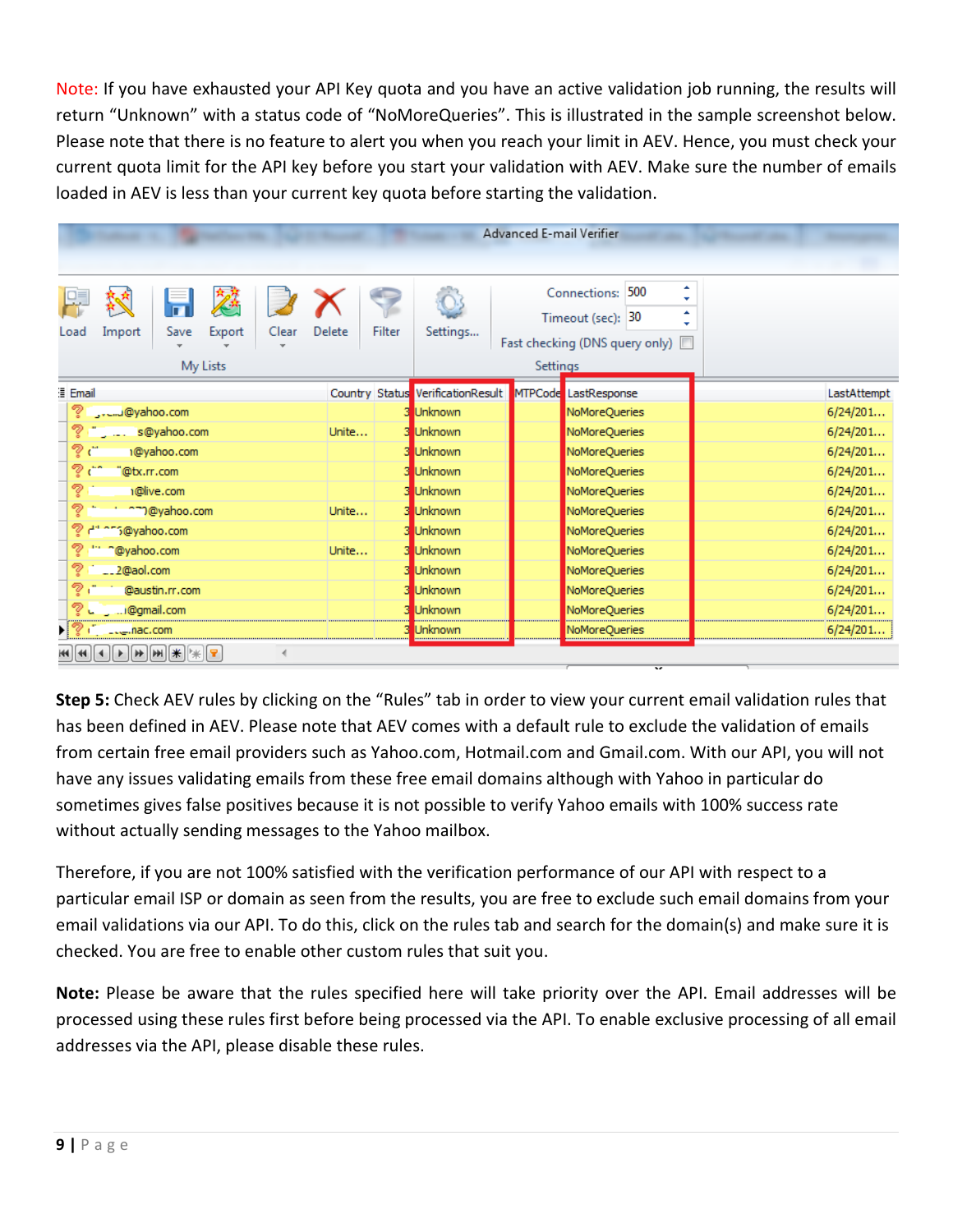Note: If you have exhausted your API Key quota and you have an active validation job running, the results will return “Unknown” with a status code of “NoMoreQueries”. This is illustrated in the sample screenshot below. Please note that there is no feature to alert you when you reach your limit in AEV. Hence, you must check your current quota limit for the API key before you start your validation with AEV. Make sure the number of emails loaded in AEV is less than your current key quota before starting the validation.

**Step 5:** Check AEV rules by clicking on the “Rules” tab in order to view your current email validation rules that has been defined in AEV. Please note that AEV comes with a default rule to exclude the validation of emails from certain free email providers such as Yahoo.com, Hotmail.com and Gmail.com. With our API, you will not have any issues validating emails from these free email domains although with Yahoo in particular do sometimes gives false positives because it is not possible to verify Yahoo emails with 100% success rate without actually sending messages to the Yahoo mailbox.

Therefore, if you are not 100% satisfied with the verification performance of our API with respect to a particular email ISP or domain as seen from the results, you are free to exclude such email domains from your email validations via our API. To do this, click on the rules tab and search for the domain(s) and make sure it is checked. You are free to enable other custom rules that suit you.

**Note:** Please be aware that the rules specified here will take priority over the API. Email addresses will be processed using these rules first before being processed via the API. To enable exclusive processing of all email addresses via the API, please disable these rules.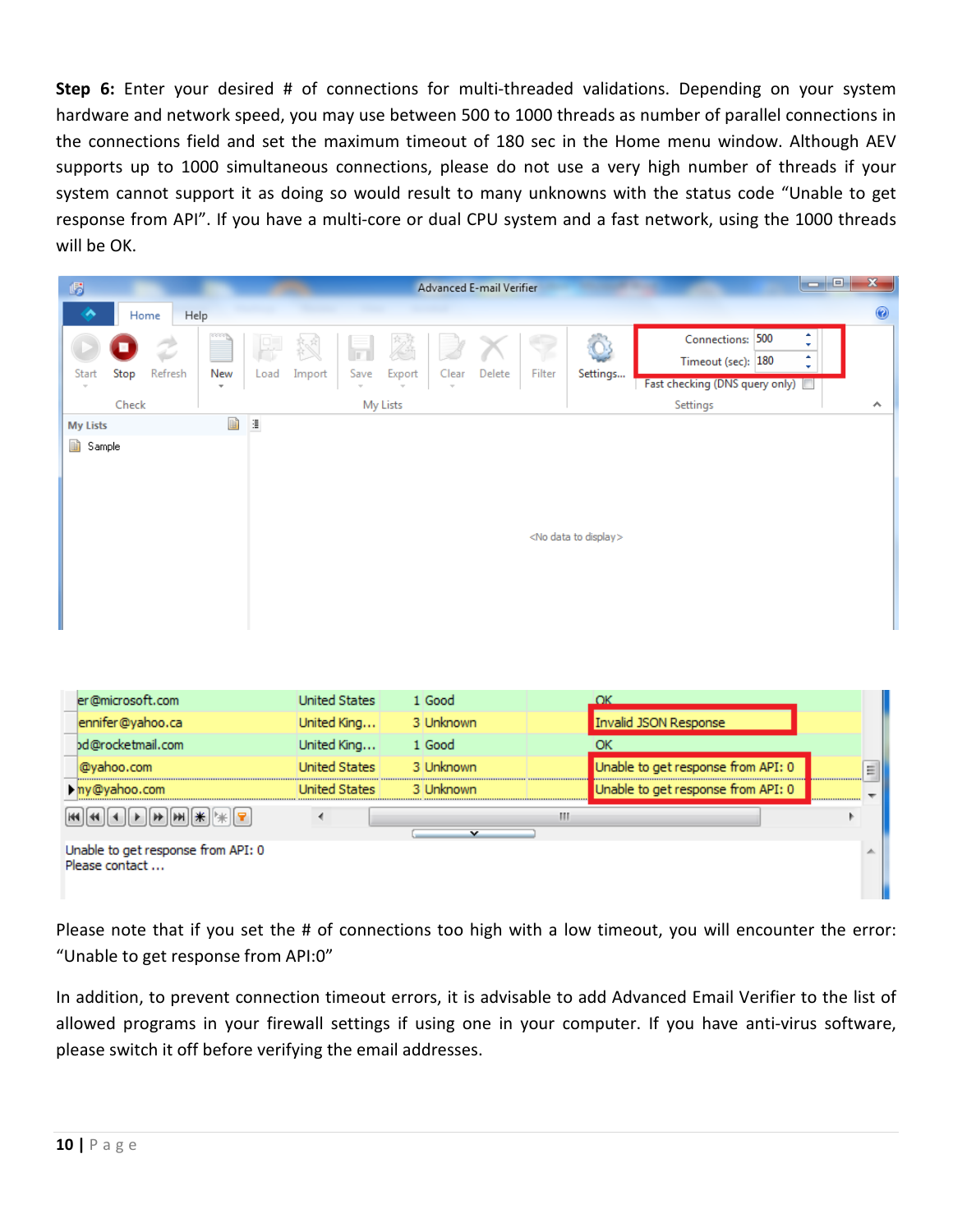**Step 6:** Enter your desired # of connections for multi-threaded validations. Depending on your system hardware and network speed, you may use between 500 to 1000 threads as number of parallel connections in the connections field and set the maximum timeout of 180 sec in the Home menu window. Although AEV supports up to 1000 simultaneous connections, please do not use a very high number of threads if your system cannot support it as doing so would result to many unknowns with the status code “Unable to get response from API”. If you have a multi-core or dual CPU system and a fast network, using the 1000 threads will be OK.

Please note that if you set the # of connections too high with a low timeout, you will encounter the error: “Unable to get response from API:0”

In addition, to prevent connection timeout errors, it is advisable to add Advanced Email Verifier to the list of allowed programs in your firewall settings if using one in your computer. If you have anti-virus software, please switch it off before verifying the email addresses.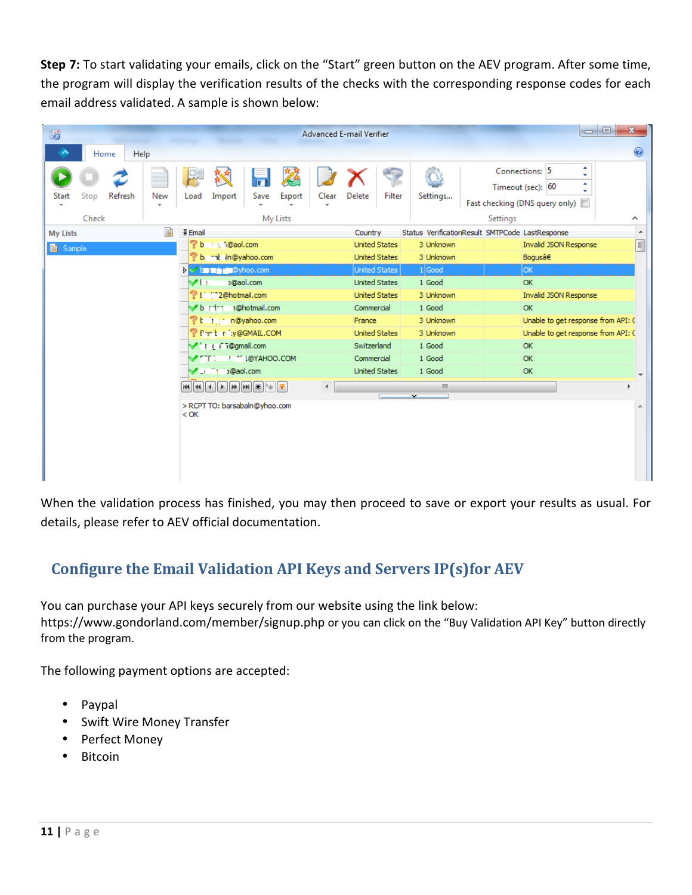**Step 7:** To start validating your emails, click on the "Start" green button on the AEV program. After some time, the program will display the verification results of the checks with the corresponding response codes for each email address validated. A sample is shown below:

When the validation process has finished, you may then proceed to save or export your results as usual. For details, please refer to AEV official documentation.

## Configure the Email Validation API Keys and Servers IP(s)for AEV

You can purchase your API keys securely from our website using the link below:
https://www.gondorland.com/member/signup.php or you can click on the "Buy Validation API Key" button directly from the program.

The following payment options are accepted:

- Paypal
- Swift Wire Money Transfer
- Perfect Money
- Bitcoin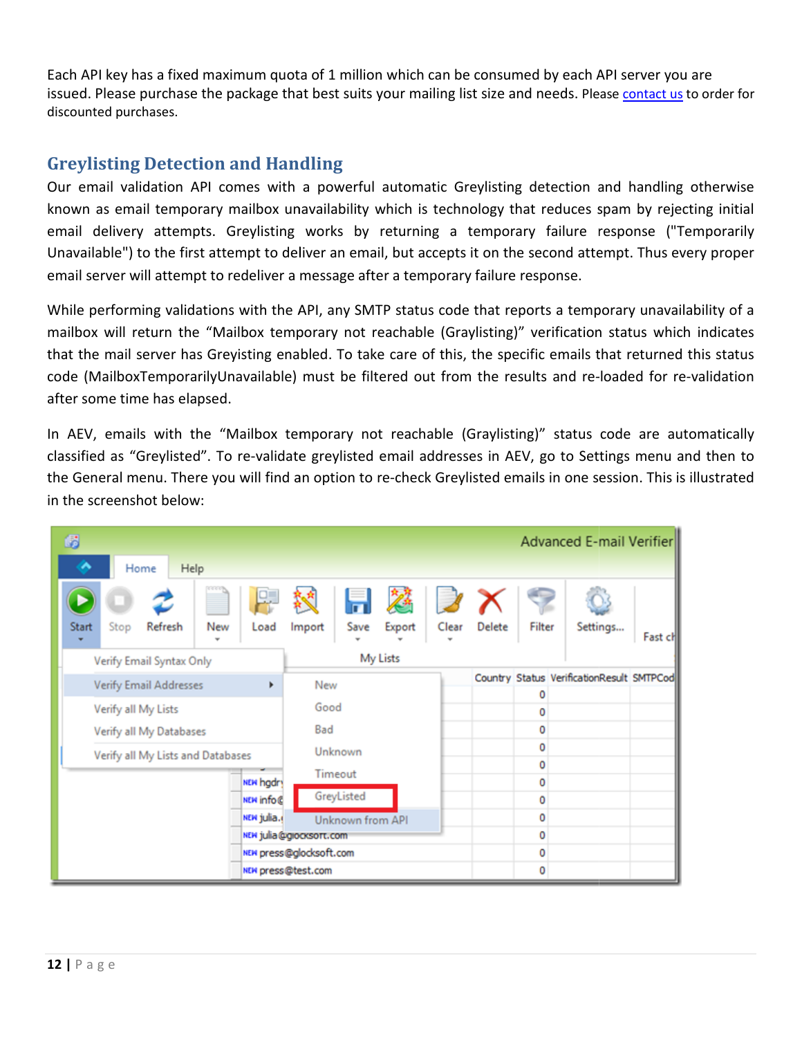Each API key has a fixed maximum quota of 1 million which can be consumed by each API server you are issued. Please purchase the package that best suits your mailing list size and needs. Please contact us to order for discounted purchases.

## Greylisting Detection and Handling

Our email validation API comes with a powerful automatic Greylisting detection and handling otherwise known as email temporary mailbox unavailability which is technology that reduces spam by rejecting initial email delivery attempts. Greylisting works by returning a temporary failure response ("Temporarily Unavailable") to the first attempt to deliver an email, but accepts it on the second attempt. Thus every proper email server will attempt to redeliver a message after a temporary failure response.

While performing validations with the API, any SMTP status code that reports a temporary unavailability of a mailbox will return the "Mailbox temporary not reachable (Graylisting)" verification status which indicates that the mail server has Greyisting enabled. To take care of this, the specific emails that returned this status code (MailboxTemporarilyUnavailable) must be filtered out from the results and re-loaded for re-validation after some time has elapsed.

In AEV, emails with the "Mailbox temporary not reachable (Graylisting)" status code are automatically classified as "Greylisted". To re-validate greylisted email addresses in AEV, go to Settings menu and then to the General menu. There you will find an option to re-check Greylisted emails in one session. This is illustrated in the screenshot below: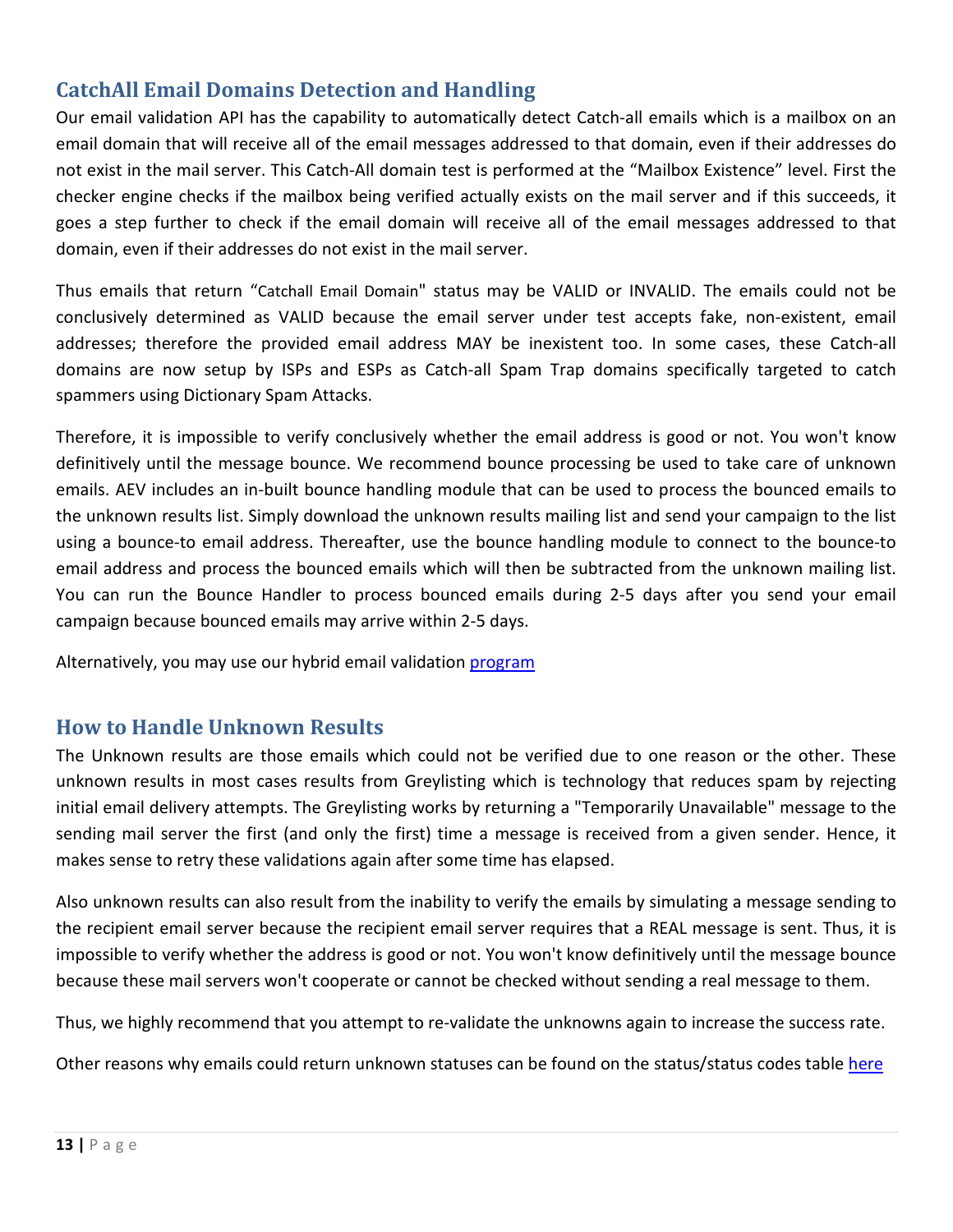## CatchAll Email Domains Detection and Handling

Our email validation API has the capability to automatically detect Catch-all emails which is a mailbox on an email domain that will receive all of the email messages addressed to that domain, even if their addresses do not exist in the mail server. This Catch-All domain test is performed at the "Mailbox Existence" level. First the checker engine checks if the mailbox being verified actually exists on the mail server and if this succeeds, it goes a step further to check if the email domain will receive all of the email messages addressed to that domain, even if their addresses do not exist in the mail server.

Thus emails that return "Catchall Email Domain" status may be VALID or INVALID. The emails could not be conclusively determined as VALID because the email server under test accepts fake, non-existent, email addresses; therefore the provided email address MAY be inexistent too. In some cases, these Catch-all domains are now setup by ISPs and ESPs as Catch-all Spam Trap domains specifically targeted to catch spammers using Dictionary Spam Attacks.

Therefore, it is impossible to verify conclusively whether the email address is good or not. You won't know definitively until the message bounce. We recommend bounce processing be used to take care of unknown emails. AEV includes an in-built bounce handling module that can be used to process the bounced emails to the unknown results list. Simply download the unknown results mailing list and send your campaign to the list using a bounce-to email address. Thereafter, use the bounce handling module to connect to the bounce-to email address and process the bounced emails which will then be subtracted from the unknown mailing list. You can run the Bounce Handler to process bounced emails during 2-5 days after you send your email campaign because bounced emails may arrive within 2-5 days.

Alternatively, you may use our hybrid email validation program

## How to Handle Unknown Results

The Unknown results are those emails which could not be verified due to one reason or the other. These unknown results in most cases results from Greylisting which is technology that reduces spam by rejecting initial email delivery attempts. The Greylisting works by returning a "Temporarily Unavailable" message to the sending mail server the first (and only the first) time a message is received from a given sender. Hence, it makes sense to retry these validations again after some time has elapsed.

Also unknown results can also result from the inability to verify the emails by simulating a message sending to the recipient email server because the recipient email server requires that a REAL message is sent. Thus, it is impossible to verify whether the address is good or not. You won't know definitively until the message bounce because these mail servers won't cooperate or cannot be checked without sending a real message to them.

Thus, we highly recommend that you attempt to re-validate the unknowns again to increase the success rate.

Other reasons why emails could return unknown statuses can be found on the status/status codes table here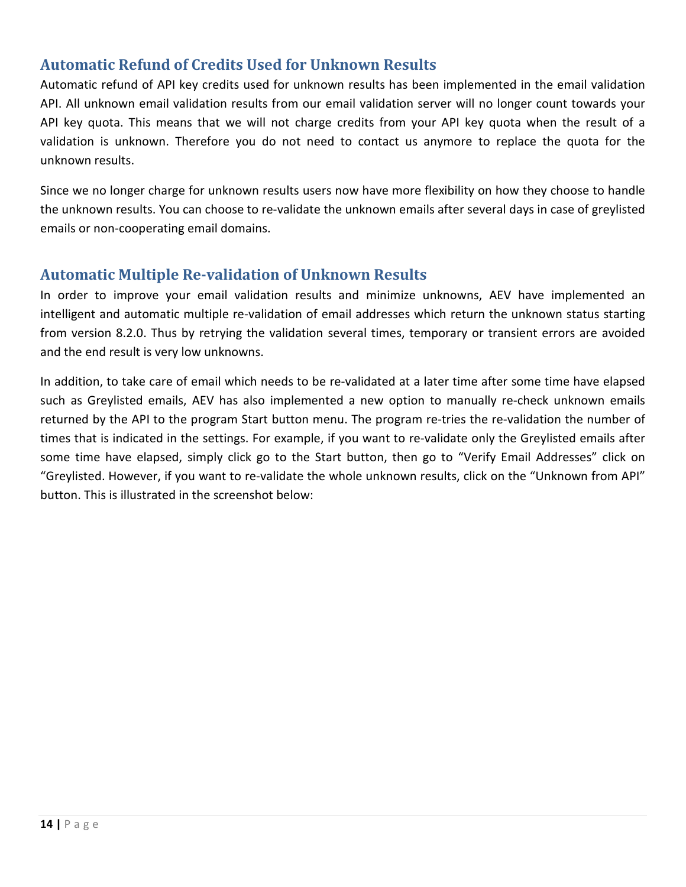## Automatic Refund of Credits Used for Unknown Results

Automatic refund of API key credits used for unknown results has been implemented in the email validation API. All unknown email validation results from our email validation server will no longer count towards your API key quota. This means that we will not charge credits from your API key quota when the result of a validation is unknown. Therefore you do not need to contact us anymore to replace the quota for the unknown results.

Since we no longer charge for unknown results users now have more flexibility on how they choose to handle the unknown results. You can choose to re-validate the unknown emails after several days in case of greylisted emails or non-cooperating email domains.

## Automatic Multiple Re-validation of Unknown Results

In order to improve your email validation results and minimize unknowns, AEV have implemented an intelligent and automatic multiple re-validation of email addresses which return the unknown status starting from version 8.2.0. Thus by retrying the validation several times, temporary or transient errors are avoided and the end result is very low unknowns.

In addition, to take care of email which needs to be re-validated at a later time after some time have elapsed such as Greylisted emails, AEV has also implemented a new option to manually re-check unknown emails returned by the API to the program Start button menu. The program re-tries the re-validation the number of times that is indicated in the settings. For example, if you want to re-validate only the Greylisted emails after some time have elapsed, simply click go to the Start button, then go to “Verify Email Addresses” click on “Greylisted. However, if you want to re-validate the whole unknown results, click on the “Unknown from API” button. This is illustrated in the screenshot below: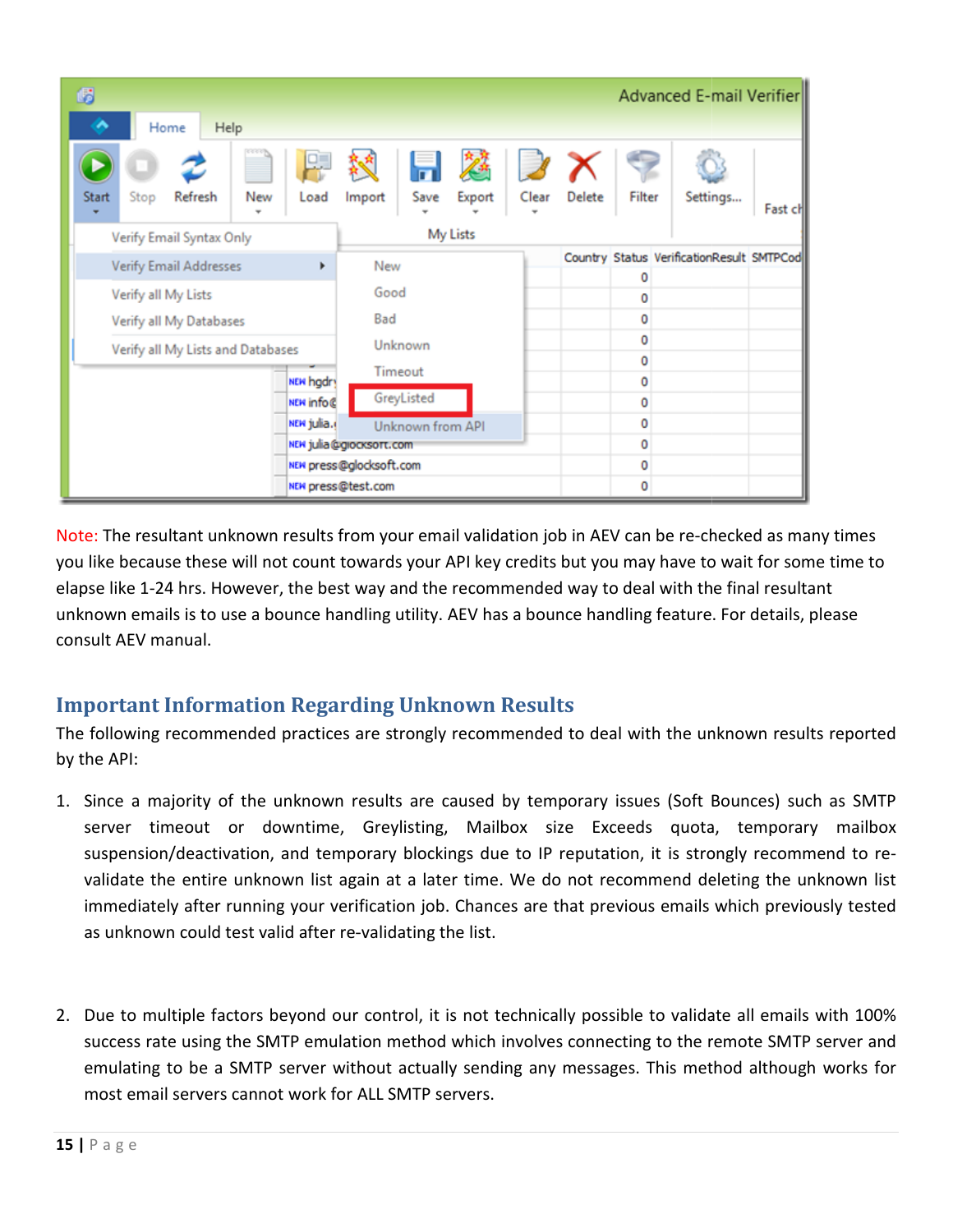Note: The resultant unknown results from your email validation job in AEV can be re-checked as many times you like because these will not count towards your API key credits but you may have to wait for some time to elapse like 1-24 hrs. However, the best way and the recommended way to deal with the final resultant unknown emails is to use a bounce handling utility. AEV has a bounce handling feature. For details, please consult AEV manual.

## Important Information Regarding Unknown Results

The following recommended practices are strongly recommended to deal with the unknown results reported by the API:

1. Since a majority of the unknown results are caused by temporary issues (Soft Bounces) such as SMTP server timeout or downtime, Greylisting, Mailbox size Exceeds quota, temporary mailbox suspension/deactivation, and temporary blockings due to IP reputation, it is strongly recommend to re-validate the entire unknown list again at a later time. We do not recommend deleting the unknown list immediately after running your verification job. Chances are that previous emails which previously tested as unknown could test valid after re-validating the list.

2. Due to multiple factors beyond our control, it is not technically possible to validate all emails with 100% success rate using the SMTP emulation method which involves connecting to the remote SMTP server and emulating to be a SMTP server without actually sending any messages. This method although works for most email servers cannot work for ALL SMTP servers.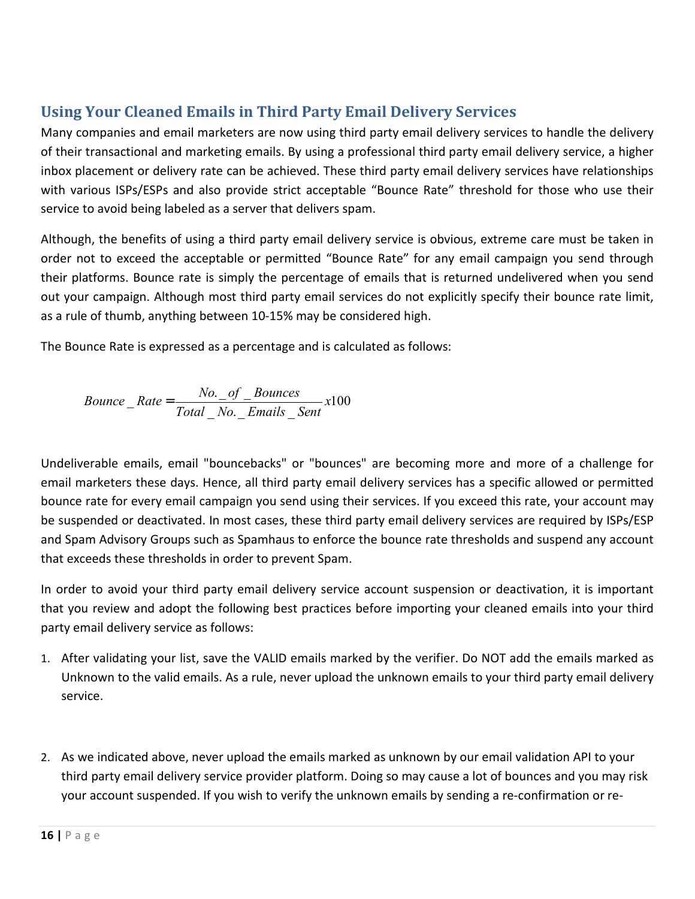## Using Your Cleaned Emails in Third Party Email Delivery Services

Many companies and email marketers are now using third party email delivery services to handle the delivery of their transactional and marketing emails. By using a professional third party email delivery service, a higher inbox placement or delivery rate can be achieved. These third party email delivery services have relationships with various ISPs/ESPs and also provide strict acceptable “Bounce Rate” threshold for those who use their service to avoid being labeled as a server that delivers spam.

Although, the benefits of using a third party email delivery service is obvious, extreme care must be taken in order not to exceed the acceptable or permitted “Bounce Rate” for any email campaign you send through their platforms. Bounce rate is simply the percentage of emails that is returned undelivered when you send out your campaign. Although most third party email services do not explicitly specify their bounce rate limit, as a rule of thumb, anything between 10-15% may be considered high.

The Bounce Rate is expressed as a percentage and is calculated as follows:

$$Bounce\_Rate = \frac{No.\_of\_Bounces}{Total\_No.\_Emails\_Sent} x100$$

Undeliverable emails, email "bouncebacks" or "bounces" are becoming more and more of a challenge for email marketers these days. Hence, all third party email delivery services has a specific allowed or permitted bounce rate for every email campaign you send using their services. If you exceed this rate, your account may be suspended or deactivated. In most cases, these third party email delivery services are required by ISPs/ESP and Spam Advisory Groups such as Spamhaus to enforce the bounce rate thresholds and suspend any account that exceeds these thresholds in order to prevent Spam.

In order to avoid your third party email delivery service account suspension or deactivation, it is important that you review and adopt the following best practices before importing your cleaned emails into your third party email delivery service as follows:

1. After validating your list, save the VALID emails marked by the verifier. Do NOT add the emails marked as Unknown to the valid emails. As a rule, never upload the unknown emails to your third party email delivery service.

2. As we indicated above, never upload the emails marked as unknown by our email validation API to your third party email delivery service provider platform. Doing so may cause a lot of bounces and you may risk your account suspended. If you wish to verify the unknown emails by sending a re-confirmation or re-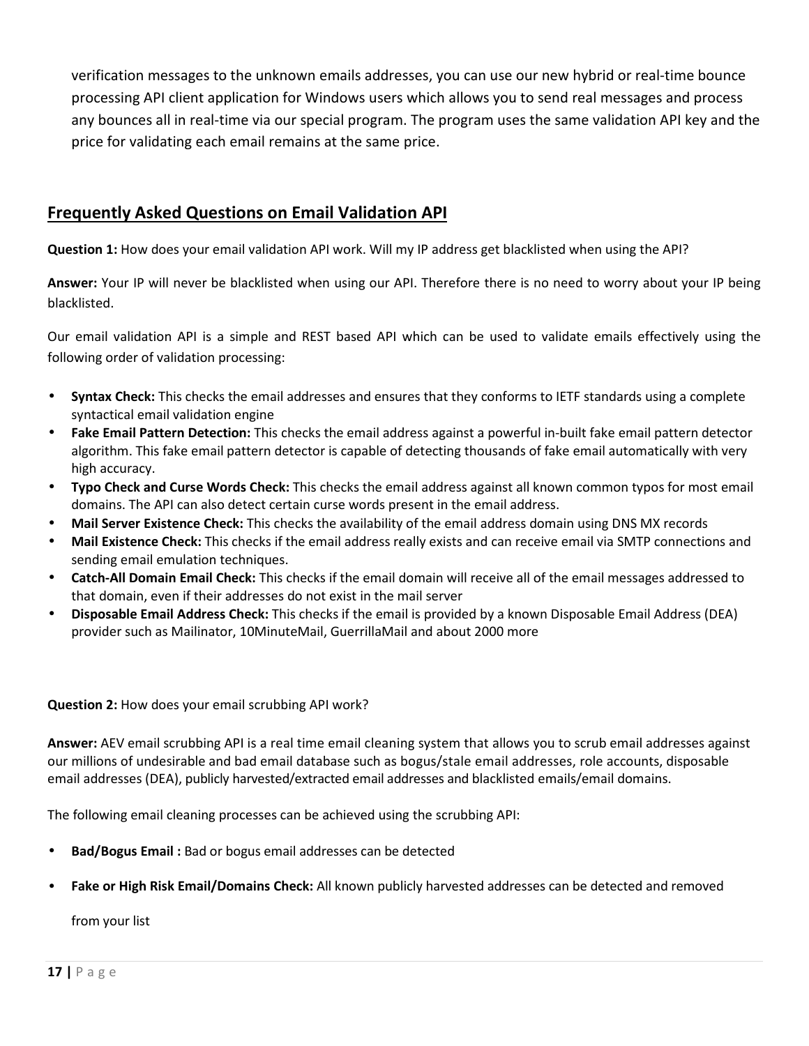verification messages to the unknown emails addresses, you can use our new hybrid or real-time bounce processing API client application for Windows users which allows you to send real messages and process any bounces all in real-time via our special program. The program uses the same validation API key and the price for validating each email remains at the same price.

## Frequently Asked Questions on Email Validation API

**Question 1:** How does your email validation API work. Will my IP address get blacklisted when using the API?

**Answer:** Your IP will never be blacklisted when using our API. Therefore there is no need to worry about your IP being blacklisted.

Our email validation API is a simple and REST based API which can be used to validate emails effectively using the following order of validation processing:

- **Syntax Check:** This checks the email addresses and ensures that they conforms to IETF standards using a complete syntactical email validation engine
- **Fake Email Pattern Detection:** This checks the email address against a powerful in-built fake email pattern detector algorithm. This fake email pattern detector is capable of detecting thousands of fake email automatically with very high accuracy.
- **Typo Check and Curse Words Check:** This checks the email address against all known common typos for most email domains. The API can also detect certain curse words present in the email address.
- **Mail Server Existence Check:** This checks the availability of the email address domain using DNS MX records
- **Mail Existence Check:** This checks if the email address really exists and can receive email via SMTP connections and sending email emulation techniques.
- **Catch-All Domain Email Check:** This checks if the email domain will receive all of the email messages addressed to that domain, even if their addresses do not exist in the mail server
- **Disposable Email Address Check:** This checks if the email is provided by a known Disposable Email Address (DEA) provider such as Mailinator, 10MinuteMail, GuerrillaMail and about 2000 more

**Question 2:** How does your email scrubbing API work?

**Answer:** AEV email scrubbing API is a real time email cleaning system that allows you to scrub email addresses against our millions of undesirable and bad email database such as bogus/stale email addresses, role accounts, disposable email addresses (DEA), publicly harvested/extracted email addresses and blacklisted emails/email domains.

The following email cleaning processes can be achieved using the scrubbing API:

- **Bad/Bogus Email :** Bad or bogus email addresses can be detected
- **Fake or High Risk Email/Domains Check:** All known publicly harvested addresses can be detected and removed from your list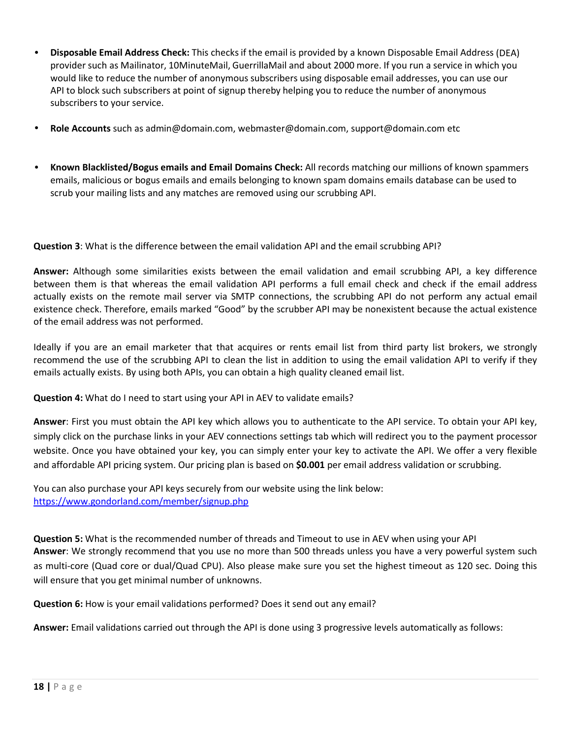- **Disposable Email Address Check:** This checks if the email is provided by a known Disposable Email Address (DEA) provider such as Mailinator, 10MinuteMail, GuerrillaMail and about 2000 more. If you run a service in which you would like to reduce the number of anonymous subscribers using disposable email addresses, you can use our API to block such subscribers at point of signup thereby helping you to reduce the number of anonymous subscribers to your service.

- **Role Accounts** such as admin@domain.com, webmaster@domain.com, support@domain.com etc

- **Known Blacklisted/Bogus emails and Email Domains Check:** All records matching our millions of known spammers emails, malicious or bogus emails and emails belonging to known spam domains emails database can be used to scrub your mailing lists and any matches are removed using our scrubbing API.

**Question 3**: What is the difference between the email validation API and the email scrubbing API?

**Answer:** Although some similarities exists between the email validation and email scrubbing API, a key difference between them is that whereas the email validation API performs a full email check and check if the email address actually exists on the remote mail server via SMTP connections, the scrubbing API do not perform any actual email existence check. Therefore, emails marked "Good" by the scrubber API may be nonexistent because the actual existence of the email address was not performed.

Ideally if you are an email marketer that that acquires or rents email list from third party list brokers, we strongly recommend the use of the scrubbing API to clean the list in addition to using the email validation API to verify if they emails actually exists. By using both APIs, you can obtain a high quality cleaned email list.

**Question 4:** What do I need to start using your API in AEV to validate emails?

**Answer**: First you must obtain the API key which allows you to authenticate to the API service. To obtain your API key, simply click on the purchase links in your AEV connections settings tab which will redirect you to the payment processor website. Once you have obtained your key, you can simply enter your key to activate the API. We offer a very flexible and affordable API pricing system. Our pricing plan is based on **$0.001** per email address validation or scrubbing.

You can also purchase your API keys securely from our website using the link below:
[https://www.gondorland.com/member/signup.php](https://www.gondorland.com/member/signup.php)

**Question 5:** What is the recommended number of threads and Timeout to use in AEV when using your API
**Answer**: We strongly recommend that you use no more than 500 threads unless you have a very powerful system such as multi-core (Quad core or dual/Quad CPU). Also please make sure you set the highest timeout as 120 sec. Doing this will ensure that you get minimal number of unknowns.

**Question 6:** How is your email validations performed? Does it send out any email?

**Answer:** Email validations carried out through the API is done using 3 progressive levels automatically as follows: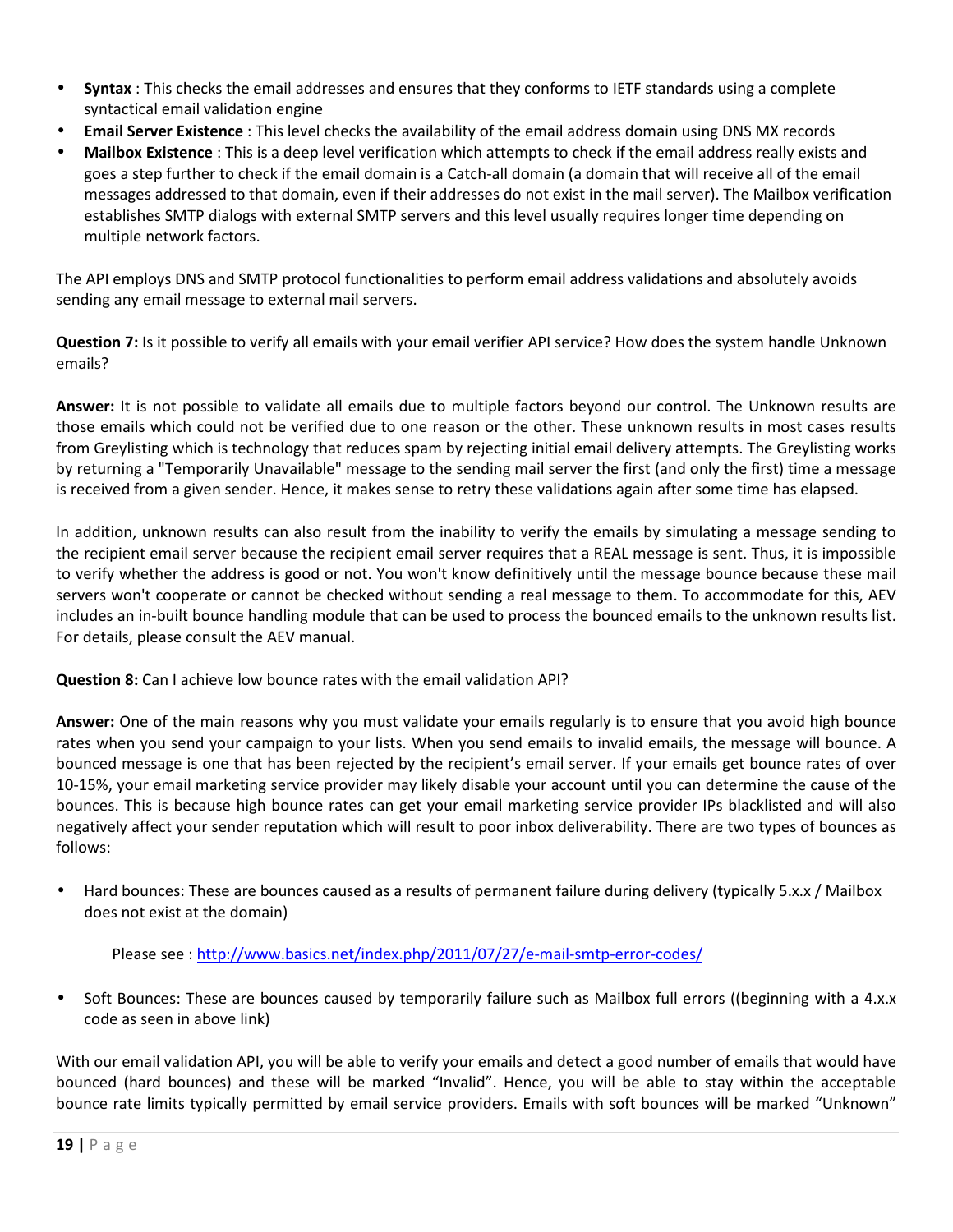- **Syntax** : This checks the email addresses and ensures that they conforms to IETF standards using a complete syntactical email validation engine
- **Email Server Existence** : This level checks the availability of the email address domain using DNS MX records
- **Mailbox Existence** : This is a deep level verification which attempts to check if the email address really exists and goes a step further to check if the email domain is a Catch-all domain (a domain that will receive all of the email messages addressed to that domain, even if their addresses do not exist in the mail server). The Mailbox verification establishes SMTP dialogs with external SMTP servers and this level usually requires longer time depending on multiple network factors.

The API employs DNS and SMTP protocol functionalities to perform email address validations and absolutely avoids sending any email message to external mail servers.

**Question 7:** Is it possible to verify all emails with your email verifier API service? How does the system handle Unknown emails?

**Answer:** It is not possible to validate all emails due to multiple factors beyond our control. The Unknown results are those emails which could not be verified due to one reason or the other. These unknown results in most cases results from Greylisting which is technology that reduces spam by rejecting initial email delivery attempts. The Greylisting works by returning a "Temporarily Unavailable" message to the sending mail server the first (and only the first) time a message is received from a given sender. Hence, it makes sense to retry these validations again after some time has elapsed.

In addition, unknown results can also result from the inability to verify the emails by simulating a message sending to the recipient email server because the recipient email server requires that a REAL message is sent. Thus, it is impossible to verify whether the address is good or not. You won't know definitively until the message bounce because these mail servers won't cooperate or cannot be checked without sending a real message to them. To accommodate for this, AEV includes an in-built bounce handling module that can be used to process the bounced emails to the unknown results list. For details, please consult the AEV manual.

**Question 8:** Can I achieve low bounce rates with the email validation API?

**Answer:** One of the main reasons why you must validate your emails regularly is to ensure that you avoid high bounce rates when you send your campaign to your lists. When you send emails to invalid emails, the message will bounce. A bounced message is one that has been rejected by the recipient's email server. If your emails get bounce rates of over 10-15%, your email marketing service provider may likely disable your account until you can determine the cause of the bounces. This is because high bounce rates can get your email marketing service provider IPs blacklisted and will also negatively affect your sender reputation which will result to poor inbox deliverability. There are two types of bounces as follows:

- Hard bounces: These are bounces caused as a results of permanent failure during delivery (typically 5.x.x / Mailbox does not exist at the domain)

  Please see : [http://www.basics.net/index.php/2011/07/27/e-mail-smtp-error-codes/](http://www.basics.net/index.php/2011/07/27/e-mail-smtp-error-codes/)

- Soft Bounces: These are bounces caused by temporarily failure such as Mailbox full errors ((beginning with a 4.x.x code as seen in above link)

With our email validation API, you will be able to verify your emails and detect a good number of emails that would have bounced (hard bounces) and these will be marked "Invalid". Hence, you will be able to stay within the acceptable bounce rate limits typically permitted by email service providers. Emails with soft bounces will be marked "Unknown"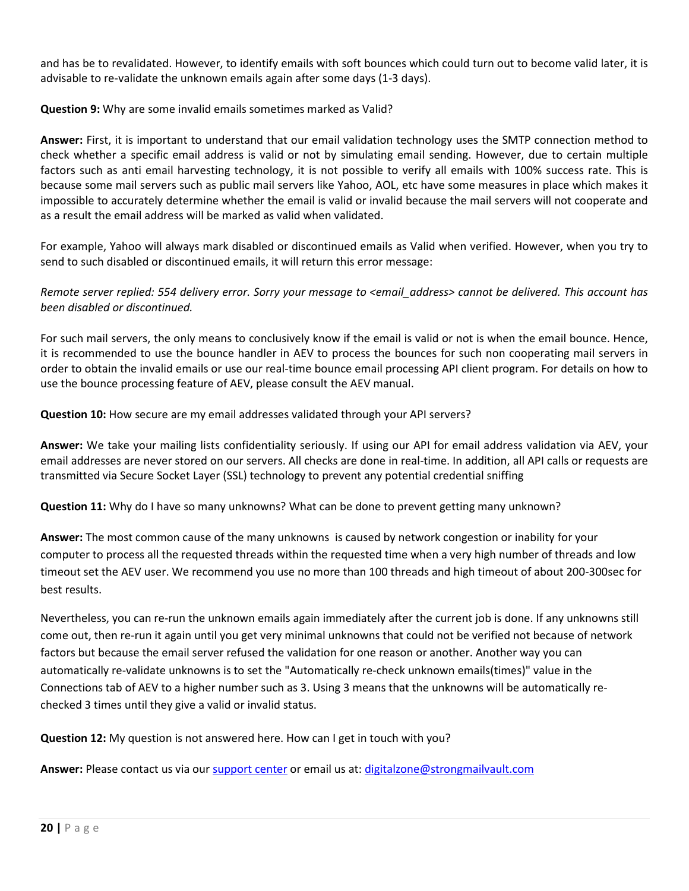and has be to revalidated. However, to identify emails with soft bounces which could turn out to become valid later, it is advisable to re-validate the unknown emails again after some days (1-3 days).

**Question 9:** Why are some invalid emails sometimes marked as Valid?

**Answer:** First, it is important to understand that our email validation technology uses the SMTP connection method to check whether a specific email address is valid or not by simulating email sending. However, due to certain multiple factors such as anti email harvesting technology, it is not possible to verify all emails with 100% success rate. This is because some mail servers such as public mail servers like Yahoo, AOL, etc have some measures in place which makes it impossible to accurately determine whether the email is valid or invalid because the mail servers will not cooperate and as a result the email address will be marked as valid when validated.

For example, Yahoo will always mark disabled or discontinued emails as Valid when verified. However, when you try to send to such disabled or discontinued emails, it will return this error message:

*Remote server replied: 554 delivery error. Sorry your message to <email_address> cannot be delivered. This account has been disabled or discontinued.*

For such mail servers, the only means to conclusively know if the email is valid or not is when the email bounce. Hence, it is recommended to use the bounce handler in AEV to process the bounces for such non cooperating mail servers in order to obtain the invalid emails or use our real-time bounce email processing API client program. For details on how to use the bounce processing feature of AEV, please consult the AEV manual.

**Question 10:** How secure are my email addresses validated through your API servers?

**Answer:** We take your mailing lists confidentiality seriously. If using our API for email address validation via AEV, your email addresses are never stored on our servers. All checks are done in real-time. In addition, all API calls or requests are transmitted via Secure Socket Layer (SSL) technology to prevent any potential credential sniffing

**Question 11:** Why do I have so many unknowns? What can be done to prevent getting many unknown?

**Answer:** The most common cause of the many unknowns is caused by network congestion or inability for your computer to process all the requested threads within the requested time when a very high number of threads and low timeout set the AEV user. We recommend you use no more than 100 threads and high timeout of about 200-300sec for best results.

Nevertheless, you can re-run the unknown emails again immediately after the current job is done. If any unknowns still come out, then re-run it again until you get very minimal unknowns that could not be verified not because of network factors but because the email server refused the validation for one reason or another. Another way you can automatically re-validate unknowns is to set the "Automatically re-check unknown emails(times)" value in the Connections tab of AEV to a higher number such as 3. Using 3 means that the unknowns will be automatically re-checked 3 times until they give a valid or invalid status.

**Question 12:** My question is not answered here. How can I get in touch with you?

**Answer:** Please contact us via our support center or email us at: digitalzone@strongmailvault.com